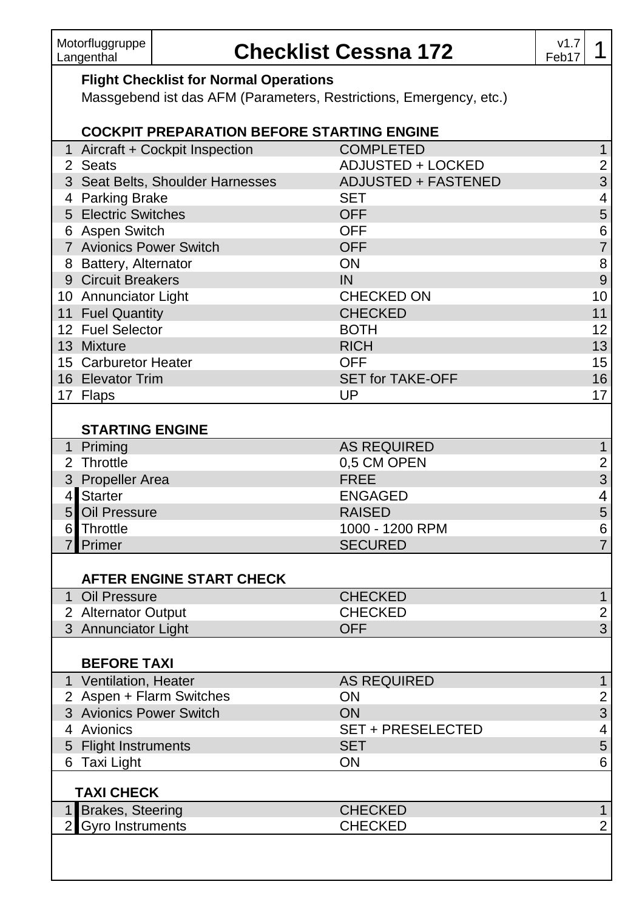Motorfluggruppe Langenthal

# Checklist Cessna 172

v1.7 Feb17

**Flight Checklist for Normal Operations**

Massgebend ist das AFM (Parameters, Restrictions, Emergency, etc.)

## COCKPIT PREPARATION BEFORE STARTING ENGINE

| | | | |
|---|---|---|---|
| 1 | Aircraft + Cockpit Inspection | COMPLETED | 1 |
| 2 | Seats | ADJUSTED + LOCKED | 2 |
| 3 | Seat Belts, Shoulder Harnesses | ADJUSTED + FASTENED | 3 |
| 4 | Parking Brake | SET | 4 |
| 5 | Electric Switches | OFF | 5 |
| 6 | Aspen Switch | OFF | 6 |
| 7 | Avionics Power Switch | OFF | 7 |
| 8 | Battery, Alternator | ON | 8 |
| 9 | Circuit Breakers | IN | 9 |
| 10 | Annunciator Light | CHECKED ON | 10 |
| 11 | Fuel Quantity | CHECKED | 11 |
| 12 | Fuel Selector | BOTH | 12 |
| 13 | Mixture | RICH | 13 |
| 15 | Carburetor Heater | OFF | 15 |
| 16 | Elevator Trim | SET for TAKE-OFF | 16 |
| 17 | Flaps | UP | 17 |

## STARTING ENGINE

| | | | |
|---|---|---|---|
| 1 | Priming | AS REQUIRED | 1 |
| 2 | Throttle | 0,5 CM OPEN | 2 |
| 3 | Propeller Area | FREE | 3 |
| 4 | Starter | ENGAGED | 4 |
| 5 | Oil Pressure | RAISED | 5 |
| 6 | Throttle | 1000 - 1200 RPM | 6 |
| 7 | Primer | SECURED | 7 |

## AFTER ENGINE START CHECK

| | | | |
|---|---|---|---|
| 1 | Oil Pressure | CHECKED | 1 |
| 2 | Alternator Output | CHECKED | 2 |
| 3 | Annunciator Light | OFF | 3 |

## BEFORE TAXI

| | | | |
|---|---|---|---|
| 1 | Ventilation, Heater | AS REQUIRED | 1 |
| 2 | Aspen + Flarm Switches | ON | 2 |
| 3 | Avionics Power Switch | ON | 3 |
| 4 | Avionics | SET + PRESELECTED | 4 |
| 5 | Flight Instruments | SET | 5 |
| 6 | Taxi Light | ON | 6 |

## TAXI CHECK

| | | | |
|---|---|---|---|
| 1 | Brakes, Steering | CHECKED | 1 |
| 2 | Gyro Instruments | CHECKED | 2 |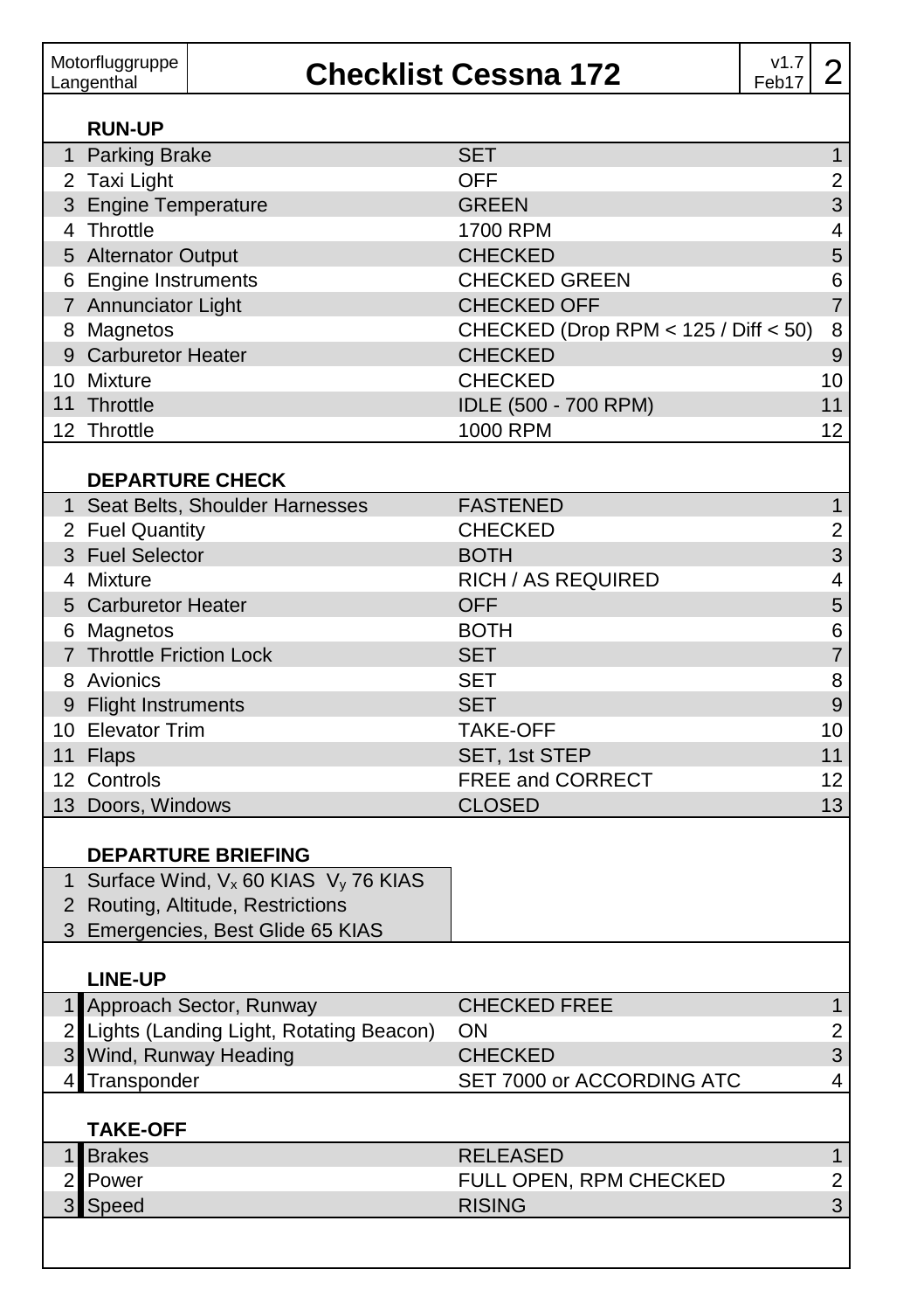| Motorfluggruppe Langenthal | **Checklist Cessna 172** | v1.7 Feb17 |
|---|---|---|

### RUN-UP

| # | Item | Action | # |
|---|---|---|---|
| 1 | Parking Brake | SET | 1 |
| 2 | Taxi Light | OFF | 2 |
| 3 | Engine Temperature | GREEN | 3 |
| 4 | Throttle | 1700 RPM | 4 |
| 5 | Alternator Output | CHECKED | 5 |
| 6 | Engine Instruments | CHECKED GREEN | 6 |
| 7 | Annunciator Light | CHECKED OFF | 7 |
| 8 | Magnetos | CHECKED (Drop RPM < 125 / Diff < 50) | 8 |
| 9 | Carburetor Heater | CHECKED | 9 |
| 10 | Mixture | CHECKED | 10 |
| 11 | Throttle | IDLE (500 - 700 RPM) | 11 |
| 12 | Throttle | 1000 RPM | 12 |

### DEPARTURE CHECK

| # | Item | Action | # |
|---|---|---|---|
| 1 | Seat Belts, Shoulder Harnesses | FASTENED | 1 |
| 2 | Fuel Quantity | CHECKED | 2 |
| 3 | Fuel Selector | BOTH | 3 |
| 4 | Mixture | RICH / AS REQUIRED | 4 |
| 5 | Carburetor Heater | OFF | 5 |
| 6 | Magnetos | BOTH | 6 |
| 7 | Throttle Friction Lock | SET | 7 |
| 8 | Avionics | SET | 8 |
| 9 | Flight Instruments | SET | 9 |
| 10 | Elevator Trim | TAKE-OFF | 10 |
| 11 | Flaps | SET, 1st STEP | 11 |
| 12 | Controls | FREE and CORRECT | 12 |
| 13 | Doors, Windows | CLOSED | 13 |

### DEPARTURE BRIEFING

| # | Item |
|---|---|
| 1 | Surface Wind, $V_x$ 60 KIAS $V_y$ 76 KIAS |
| 2 | Routing, Altitude, Restrictions |
| 3 | Emergencies, Best Glide 65 KIAS |

### LINE-UP

| # | Item | Action | # |
|---|---|---|---|
| 1 | Approach Sector, Runway | CHECKED FREE | 1 |
| 2 | Lights (Landing Light, Rotating Beacon) | ON | 2 |
| 3 | Wind, Runway Heading | CHECKED | 3 |
| 4 | Transponder | SET 7000 or ACCORDING ATC | 4 |

### TAKE-OFF

| # | Item | Action | # |
|---|---|---|---|
| 1 | Brakes | RELEASED | 1 |
| 2 | Power | FULL OPEN, RPM CHECKED | 2 |
| 3 | Speed | RISING | 3 |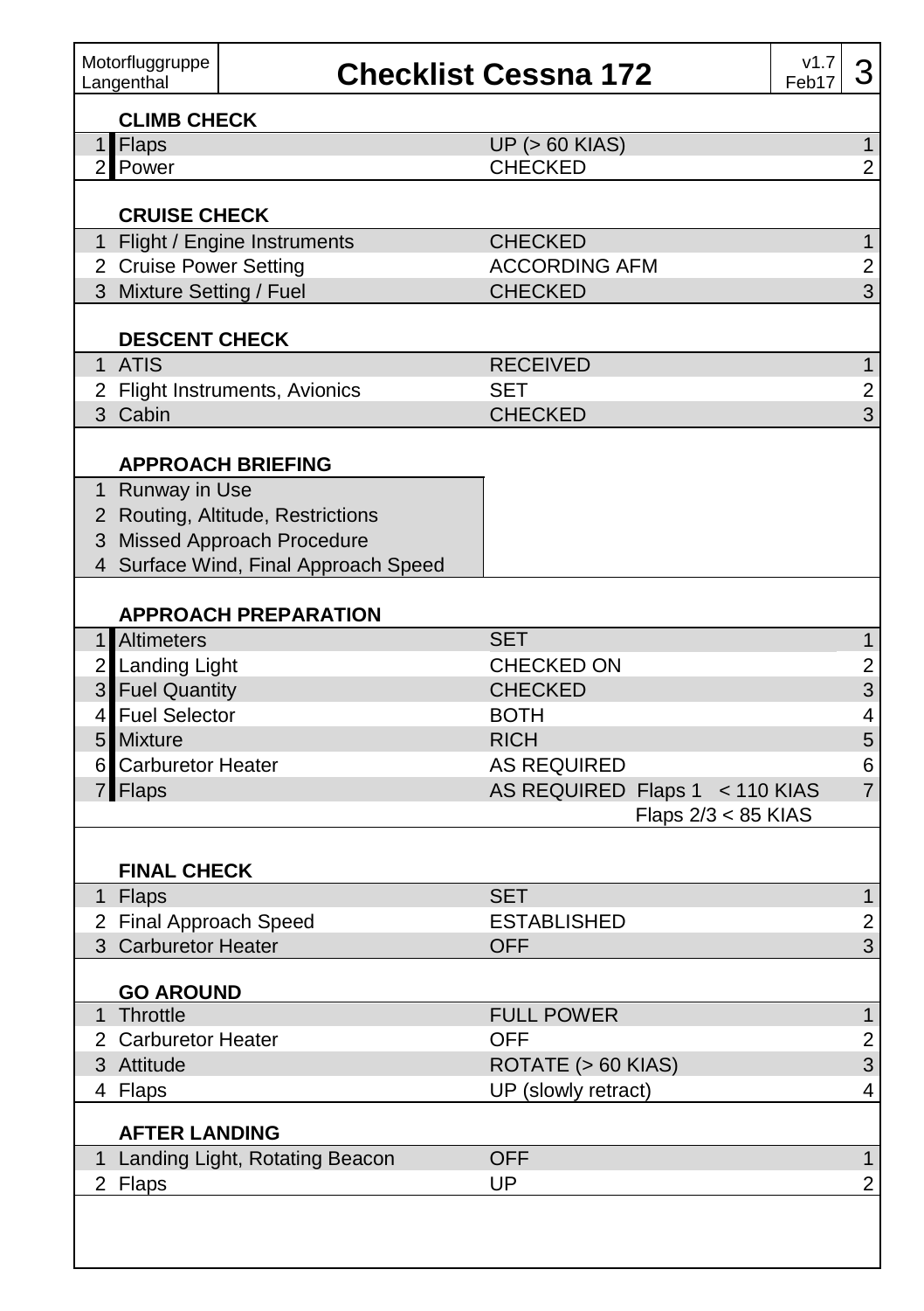Motorfluggruppe Langenthal

# Checklist Cessna 172

v1.7 Feb17

### CLIMB CHECK

| # | Item | Action | # |
|---|---|---|---|
| 1 | Flaps | UP (> 60 KIAS) | 1 |
| 2 | Power | CHECKED | 2 |

### CRUISE CHECK

| # | Item | Action | # |
|---|---|---|---|
| 1 | Flight / Engine Instruments | CHECKED | 1 |
| 2 | Cruise Power Setting | ACCORDING AFM | 2 |
| 3 | Mixture Setting / Fuel | CHECKED | 3 |

### DESCENT CHECK

| # | Item | Action | # |
|---|---|---|---|
| 1 | ATIS | RECEIVED | 1 |
| 2 | Flight Instruments, Avionics | SET | 2 |
| 3 | Cabin | CHECKED | 3 |

### APPROACH BRIEFING

1. Runway in Use
2. Routing, Altitude, Restrictions
3. Missed Approach Procedure
4. Surface Wind, Final Approach Speed

### APPROACH PREPARATION

| # | Item | Action | # |
|---|---|---|---|
| 1 | Altimeters | SET | 1 |
| 2 | Landing Light | CHECKED ON | 2 |
| 3 | Fuel Quantity | CHECKED | 3 |
| 4 | Fuel Selector | BOTH | 4 |
| 5 | Mixture | RICH | 5 |
| 6 | Carburetor Heater | AS REQUIRED | 6 |
| 7 | Flaps | AS REQUIRED Flaps 1 < 110 KIAS<br>Flaps 2/3 < 85 KIAS | 7 |

### FINAL CHECK

| # | Item | Action | # |
|---|---|---|---|
| 1 | Flaps | SET | 1 |
| 2 | Final Approach Speed | ESTABLISHED | 2 |
| 3 | Carburetor Heater | OFF | 3 |

### GO AROUND

| # | Item | Action | # |
|---|---|---|---|
| 1 | Throttle | FULL POWER | 1 |
| 2 | Carburetor Heater | OFF | 2 |
| 3 | Attitude | ROTATE (> 60 KIAS) | 3 |
| 4 | Flaps | UP (slowly retract) | 4 |

### AFTER LANDING

| # | Item | Action | # |
|---|---|---|---|
| 1 | Landing Light, Rotating Beacon | OFF | 1 |
| 2 | Flaps | UP | 2 |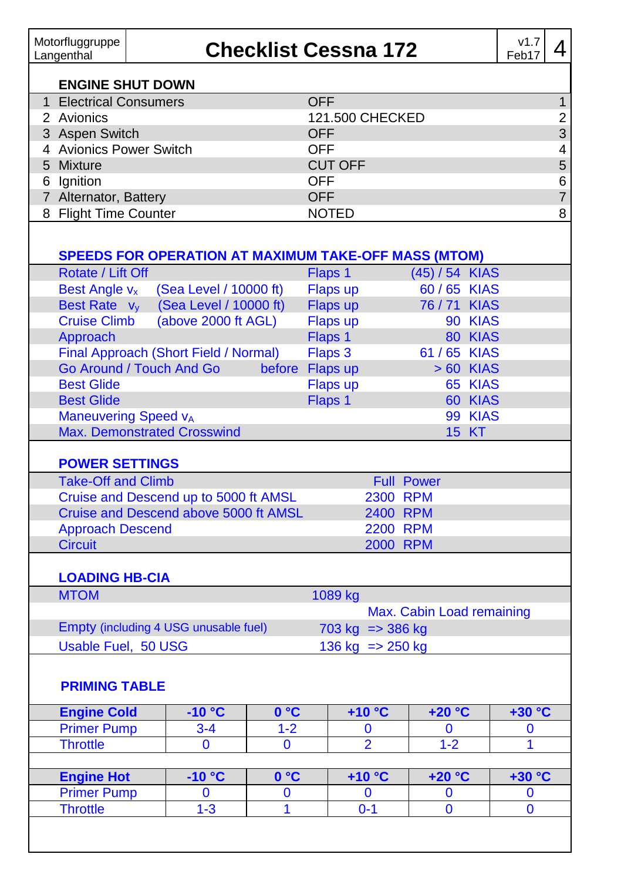# Checklist Cessna 172

Motorfluggruppe Langenthal — v1.7 Feb17

## ENGINE SHUT DOWN

| # | Item | Action | # |
|---|---|---|---|
| 1 | Electrical Consumers | OFF | 1 |
| 2 | Avionics | 121.500 CHECKED | 2 |
| 3 | Aspen Switch | OFF | 3 |
| 4 | Avionics Power Switch | OFF | 4 |
| 5 | Mixture | CUT OFF | 5 |
| 6 | Ignition | OFF | 6 |
| 7 | Alternator, Battery | OFF | 7 |
| 8 | Flight Time Counter | NOTED | 8 |

## SPEEDS FOR OPERATION AT MAXIMUM TAKE-OFF MASS (MTOM)

| Operation | | Flaps | Speed |
|---|---|---|---|
| Rotate / Lift Off | | Flaps 1 | (45) / 54 KIAS |
| Best Angle $v_x$ | (Sea Level / 10000 ft) | Flaps up | 60 / 65 KIAS |
| Best Rate $v_y$ | (Sea Level / 10000 ft) | Flaps up | 76 / 71 KIAS |
| Cruise Climb | (above 2000 ft AGL) | Flaps up | 90 KIAS |
| Approach | | Flaps 1 | 80 KIAS |
| Final Approach (Short Field / Normal) | | Flaps 3 | 61 / 65 KIAS |
| Go Around / Touch And Go | before | Flaps up | > 60 KIAS |
| Best Glide | | Flaps up | 65 KIAS |
| Best Glide | | Flaps 1 | 60 KIAS |
| Maneuvering Speed $v_A$ | | | 99 KIAS |
| Max. Demonstrated Crosswind | | | 15 KT |

## POWER SETTINGS

| Phase | Setting |
|---|---|
| Take-Off and Climb | Full Power |
| Cruise and Descend up to 5000 ft AMSL | 2300 RPM |
| Cruise and Descend above 5000 ft AMSL | 2400 RPM |
| Approach Descend | 2200 RPM |
| Circuit | 2000 RPM |

## LOADING HB-CIA

| Item | Mass | Max. Cabin Load remaining |
|---|---|---|
| MTOM | 1089 kg | |
| Empty (including 4 USG unusable fuel) | 703 kg | => 386 kg |
| Usable Fuel, 50 USG | 136 kg | => 250 kg |

## PRIMING TABLE

| Engine Cold | -10 °C | 0 °C | +10 °C | +20 °C | +30 °C |
|---|---|---|---|---|---|
| Primer Pump | 3-4 | 1-2 | 0 | 0 | 0 |
| Throttle | 0 | 0 | 2 | 1-2 | 1 |

| Engine Hot | -10 °C | 0 °C | +10 °C | +20 °C | +30 °C |
|---|---|---|---|---|---|
| Primer Pump | 0 | 0 | 0 | 0 | 0 |
| Throttle | 1-3 | 1 | 0-1 | 0 | 0 |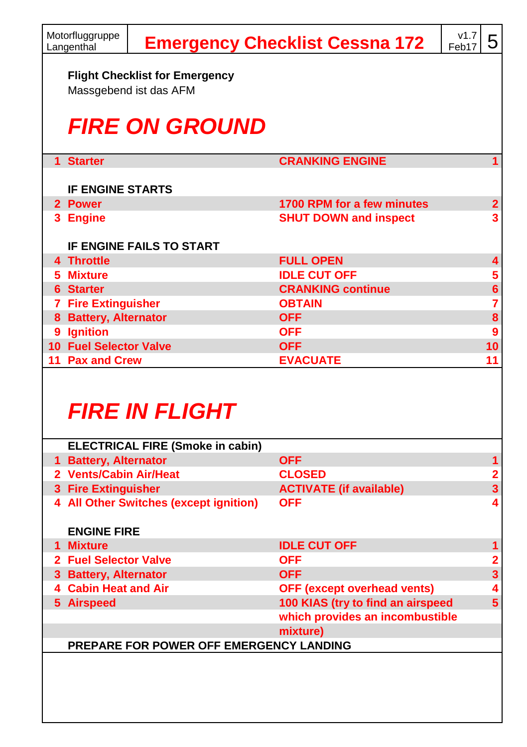Motorfluggruppe Langenthal

# Emergency Checklist Cessna 172

v1.7 Feb17

**Flight Checklist for Emergency**
Massgebend ist das AFM

## *FIRE ON GROUND*

| | | | |
|---|---|---|---|
| 1 | **Starter** | **CRANKING ENGINE** | 1 |
| | **IF ENGINE STARTS** | | |
| 2 | **Power** | **1700 RPM for a few minutes** | 2 |
| 3 | **Engine** | **SHUT DOWN and inspect** | 3 |
| | **IF ENGINE FAILS TO START** | | |
| 4 | **Throttle** | **FULL OPEN** | 4 |
| 5 | **Mixture** | **IDLE CUT OFF** | 5 |
| 6 | **Starter** | **CRANKING continue** | 6 |
| 7 | **Fire Extinguisher** | **OBTAIN** | 7 |
| 8 | **Battery, Alternator** | **OFF** | 8 |
| 9 | **Ignition** | **OFF** | 9 |
| 10 | **Fuel Selector Valve** | **OFF** | 10 |
| 11 | **Pax and Crew** | **EVACUATE** | 11 |

## *FIRE IN FLIGHT*

| | | | |
|---|---|---|---|
| | **ELECTRICAL FIRE (Smoke in cabin)** | | |
| 1 | **Battery, Alternator** | **OFF** | 1 |
| 2 | **Vents/Cabin Air/Heat** | **CLOSED** | 2 |
| 3 | **Fire Extinguisher** | **ACTIVATE (if available)** | 3 |
| 4 | **All Other Switches (except ignition)** | **OFF** | 4 |
| | **ENGINE FIRE** | | |
| 1 | **Mixture** | **IDLE CUT OFF** | 1 |
| 2 | **Fuel Selector Valve** | **OFF** | 2 |
| 3 | **Battery, Alternator** | **OFF** | 3 |
| 4 | **Cabin Heat and Air** | **OFF (except overhead vents)** | 4 |
| 5 | **Airspeed** | **100 KIAS (try to find an airspeed which provides an incombustible mixture)** | 5 |
| | **PREPARE FOR POWER OFF EMERGENCY LANDING** | | |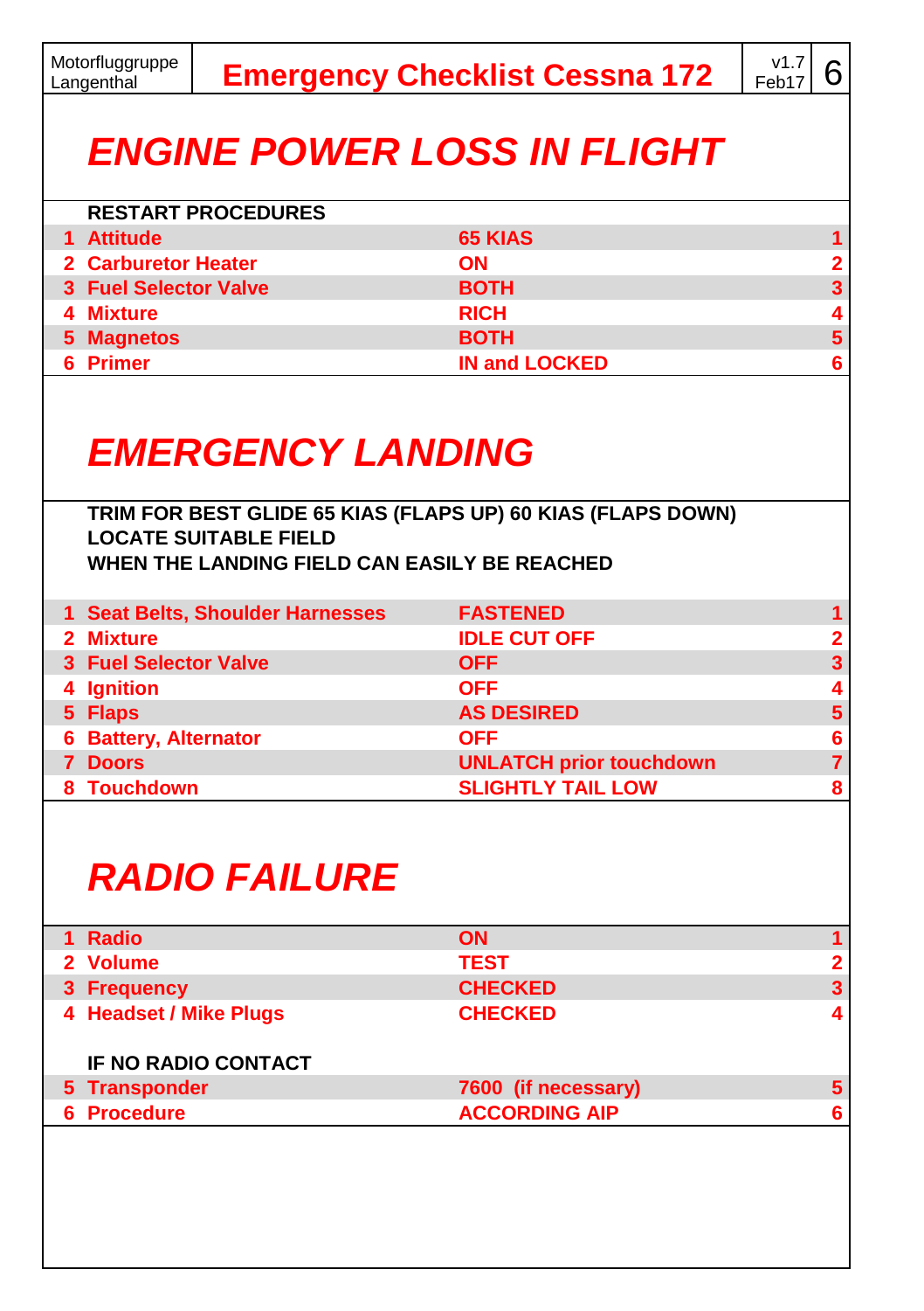| Motorfluggruppe Langenthal | Emergency Checklist Cessna 172 | v1.7 Feb17 |
|---|---|---|

# *ENGINE POWER LOSS IN FLIGHT*

**RESTART PROCEDURES**

| | | | |
|---|---|---|---|
| 1 | Attitude | 65 KIAS | 1 |
| 2 | Carburetor Heater | ON | 2 |
| 3 | Fuel Selector Valve | BOTH | 3 |
| 4 | Mixture | RICH | 4 |
| 5 | Magnetos | BOTH | 5 |
| 6 | Primer | IN and LOCKED | 6 |

# *EMERGENCY LANDING*

**TRIM FOR BEST GLIDE 65 KIAS (FLAPS UP) 60 KIAS (FLAPS DOWN)**
**LOCATE SUITABLE FIELD**
**WHEN THE LANDING FIELD CAN EASILY BE REACHED**

| | | | |
|---|---|---|---|
| 1 | Seat Belts, Shoulder Harnesses | FASTENED | 1 |
| 2 | Mixture | IDLE CUT OFF | 2 |
| 3 | Fuel Selector Valve | OFF | 3 |
| 4 | Ignition | OFF | 4 |
| 5 | Flaps | AS DESIRED | 5 |
| 6 | Battery, Alternator | OFF | 6 |
| 7 | Doors | UNLATCH prior touchdown | 7 |
| 8 | Touchdown | SLIGHTLY TAIL LOW | 8 |

# *RADIO FAILURE*

| | | | |
|---|---|---|---|
| 1 | Radio | ON | 1 |
| 2 | Volume | TEST | 2 |
| 3 | Frequency | CHECKED | 3 |
| 4 | Headset / Mike Plugs | CHECKED | 4 |

**IF NO RADIO CONTACT**

| | | | |
|---|---|---|---|
| 5 | Transponder | 7600 (if necessary) | 5 |
| 6 | Procedure | ACCORDING AIP | 6 |